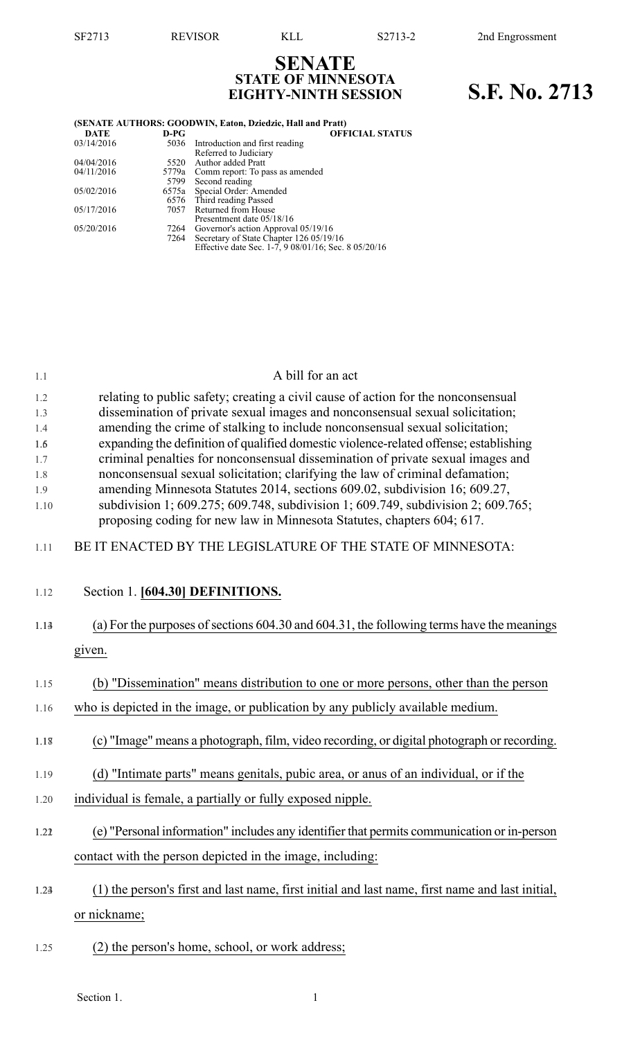# SENATE
## STATE OF MINNESOTA
## EIGHTY-NINTH SESSION

# S.F. No. 2713

**(SENATE AUTHORS: GOODWIN, Eaton, Dziedzic, Hall and Pratt)**

| DATE | D-PG | OFFICIAL STATUS |
|---|---|---|
| 03/14/2016 | 5036 | Introduction and first reading<br>Referred to Judiciary |
| 04/04/2016 | 5520 | Author added Pratt |
| 04/11/2016 | 5779a | Comm report: To pass as amended |
| | 5799 | Second reading |
| 05/02/2016 | 6575a | Special Order: Amended |
| | 6576 | Third reading Passed |
| 05/17/2016 | 7057 | Returned from House<br>Presentment date 05/18/16 |
| 05/20/2016 | 7264 | Governor's action Approval 05/19/16 |
| | 7264 | Secretary of State Chapter 126 05/19/16<br>Effective date Sec. 1-7, 9 08/01/16; Sec. 8 05/20/16 |

A bill for an act

relating to public safety; creating a civil cause of action for the nonconsensual dissemination of private sexual images and nonconsensual sexual solicitation; amending the crime of stalking to include nonconsensual sexual solicitation; expanding the definition of qualified domestic violence-related offense; establishing criminal penalties for nonconsensual dissemination of private sexual images and nonconsensual sexual solicitation; clarifying the law of criminal defamation; amending Minnesota Statutes 2014, sections 609.02, subdivision 16; 609.27, subdivision 1; 609.275; 609.748, subdivision 1; 609.749, subdivision 2; 609.765; proposing coding for new law in Minnesota Statutes, chapters 604; 617.

BE IT ENACTED BY THE LEGISLATURE OF THE STATE OF MINNESOTA:

Section 1. **[604.30] DEFINITIONS.**

(a) For the purposes of sections 604.30 and 604.31, the following terms have the meanings given.

(b) "Dissemination" means distribution to one or more persons, other than the person who is depicted in the image, or publication by any publicly available medium.

(c) "Image" means a photograph, film, video recording, or digital photograph or recording.

(d) "Intimate parts" means genitals, pubic area, or anus of an individual, or if the individual is female, a partially or fully exposed nipple.

(e) "Personal information" includes any identifier that permits communication or in-person contact with the person depicted in the image, including:

(1) the person's first and last name, first initial and last name, first name and last initial, or nickname;

(2) the person's home, school, or work address;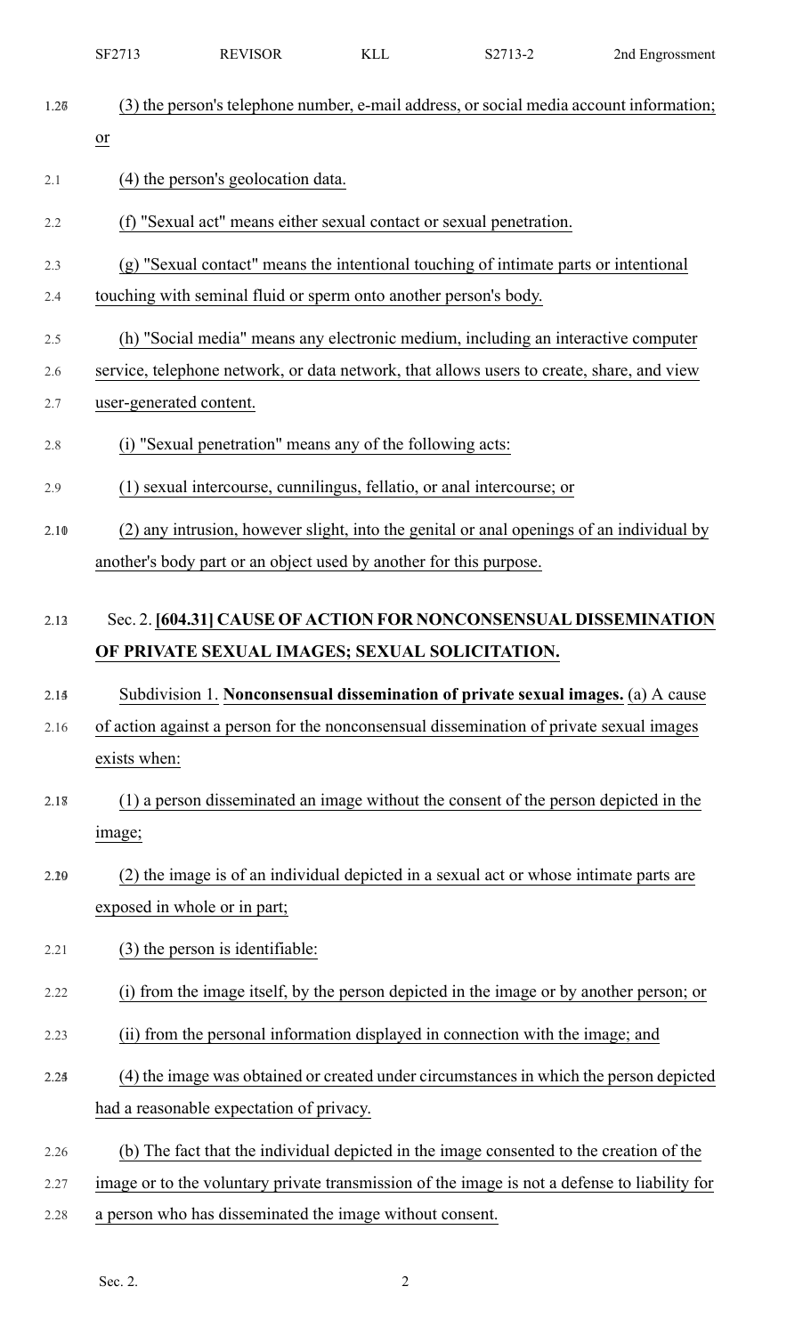(3) the person's telephone number, e-mail address, or social media account information; or

(4) the person's geolocation data.

(f) "Sexual act" means either sexual contact or sexual penetration.

(g) "Sexual contact" means the intentional touching of intimate parts or intentional touching with seminal fluid or sperm onto another person's body.

(h) "Social media" means any electronic medium, including an interactive computer service, telephone network, or data network, that allows users to create, share, and view user-generated content.

(i) "Sexual penetration" means any of the following acts:

(1) sexual intercourse, cunnilingus, fellatio, or anal intercourse; or

(2) any intrusion, however slight, into the genital or anal openings of an individual by another's body part or an object used by another for this purpose.

Sec. 2. **[604.31] CAUSE OF ACTION FOR NONCONSENSUAL DISSEMINATION OF PRIVATE SEXUAL IMAGES; SEXUAL SOLICITATION.**

Subdivision 1. **Nonconsensual dissemination of private sexual images.** (a) A cause of action against a person for the nonconsensual dissemination of private sexual images exists when:

(1) a person disseminated an image without the consent of the person depicted in the image;

(2) the image is of an individual depicted in a sexual act or whose intimate parts are exposed in whole or in part;

(3) the person is identifiable:

(i) from the image itself, by the person depicted in the image or by another person; or

(ii) from the personal information displayed in connection with the image; and

(4) the image was obtained or created under circumstances in which the person depicted had a reasonable expectation of privacy.

(b) The fact that the individual depicted in the image consented to the creation of the image or to the voluntary private transmission of the image is not a defense to liability for a person who has disseminated the image without consent.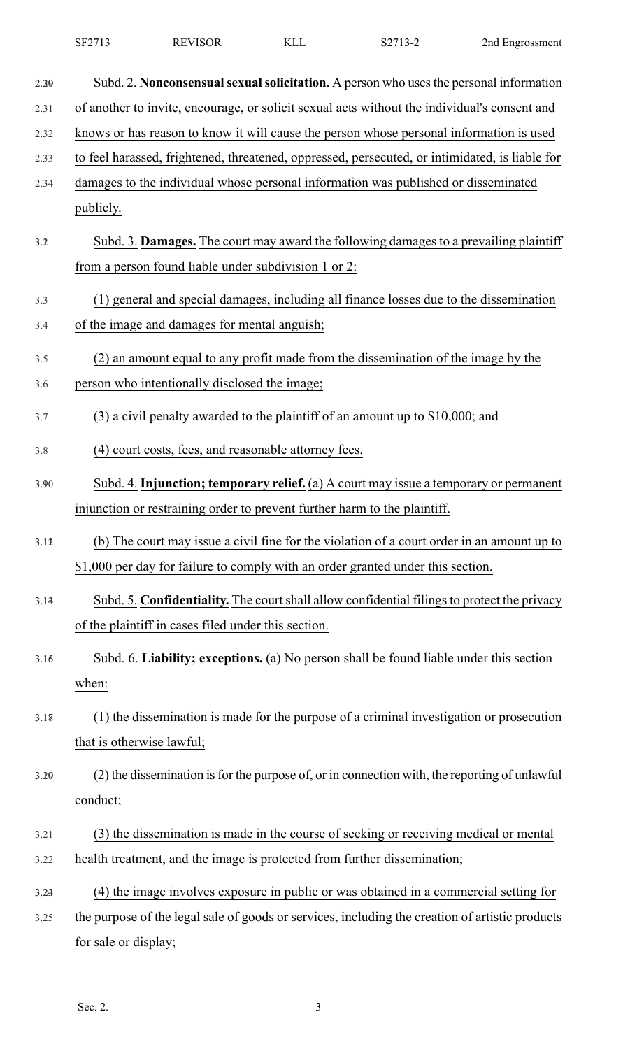Subd. 2. **Nonconsensual sexual solicitation.** A person who uses the personal information of another to invite, encourage, or solicit sexual acts without the individual's consent and knows or has reason to know it will cause the person whose personal information is used to feel harassed, frightened, threatened, oppressed, persecuted, or intimidated, is liable for damages to the individual whose personal information was published or disseminated publicly.

Subd. 3. **Damages.** The court may award the following damages to a prevailing plaintiff from a person found liable under subdivision 1 or 2:

(1) general and special damages, including all finance losses due to the dissemination of the image and damages for mental anguish;

(2) an amount equal to any profit made from the dissemination of the image by the person who intentionally disclosed the image;

(3) a civil penalty awarded to the plaintiff of an amount up to $10,000; and

(4) court costs, fees, and reasonable attorney fees.

Subd. 4. **Injunction; temporary relief.** (a) A court may issue a temporary or permanent injunction or restraining order to prevent further harm to the plaintiff.

(b) The court may issue a civil fine for the violation of a court order in an amount up to $1,000 per day for failure to comply with an order granted under this section.

Subd. 5. **Confidentiality.** The court shall allow confidential filings to protect the privacy of the plaintiff in cases filed under this section.

Subd. 6. **Liability; exceptions.** (a) No person shall be found liable under this section when:

(1) the dissemination is made for the purpose of a criminal investigation or prosecution that is otherwise lawful;

(2) the dissemination is for the purpose of, or in connection with, the reporting of unlawful conduct;

(3) the dissemination is made in the course of seeking or receiving medical or mental health treatment, and the image is protected from further dissemination;

(4) the image involves exposure in public or was obtained in a commercial setting for the purpose of the legal sale of goods or services, including the creation of artistic products for sale or display;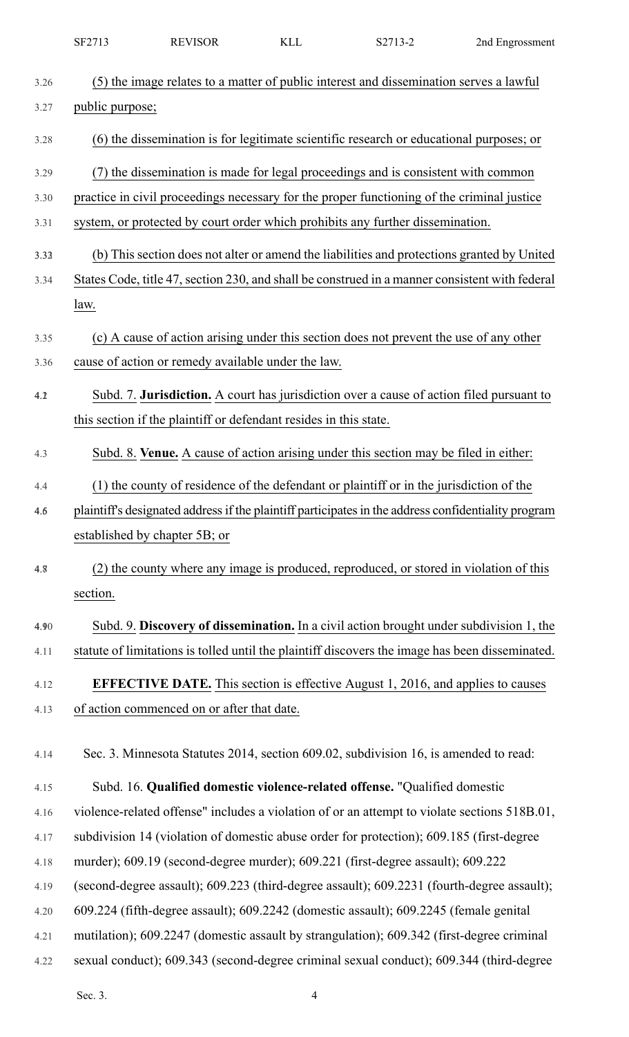(5) the image relates to a matter of public interest and dissemination serves a lawful public purpose;

(6) the dissemination is for legitimate scientific research or educational purposes; or

(7) the dissemination is made for legal proceedings and is consistent with common practice in civil proceedings necessary for the proper functioning of the criminal justice system, or protected by court order which prohibits any further dissemination.

(b) This section does not alter or amend the liabilities and protections granted by United States Code, title 47, section 230, and shall be construed in a manner consistent with federal law.

(c) A cause of action arising under this section does not prevent the use of any other cause of action or remedy available under the law.

Subd. 7. **Jurisdiction.** A court has jurisdiction over a cause of action filed pursuant to this section if the plaintiff or defendant resides in this state.

Subd. 8. **Venue.** A cause of action arising under this section may be filed in either:

(1) the county of residence of the defendant or plaintiff or in the jurisdiction of the plaintiff's designated address if the plaintiff participates in the address confidentiality program established by chapter 5B; or

(2) the county where any image is produced, reproduced, or stored in violation of this section.

Subd. 9. **Discovery of dissemination.** In a civil action brought under subdivision 1, the statute of limitations is tolled until the plaintiff discovers the image has been disseminated.

**EFFECTIVE DATE.** This section is effective August 1, 2016, and applies to causes of action commenced on or after that date.

Sec. 3. Minnesota Statutes 2014, section 609.02, subdivision 16, is amended to read:

Subd. 16. **Qualified domestic violence-related offense.** "Qualified domestic violence-related offense" includes a violation of or an attempt to violate sections 518B.01, subdivision 14 (violation of domestic abuse order for protection); 609.185 (first-degree murder); 609.19 (second-degree murder); 609.221 (first-degree assault); 609.222 (second-degree assault); 609.223 (third-degree assault); 609.2231 (fourth-degree assault); 609.224 (fifth-degree assault); 609.2242 (domestic assault); 609.2245 (female genital mutilation); 609.2247 (domestic assault by strangulation); 609.342 (first-degree criminal sexual conduct); 609.343 (second-degree criminal sexual conduct); 609.344 (third-degree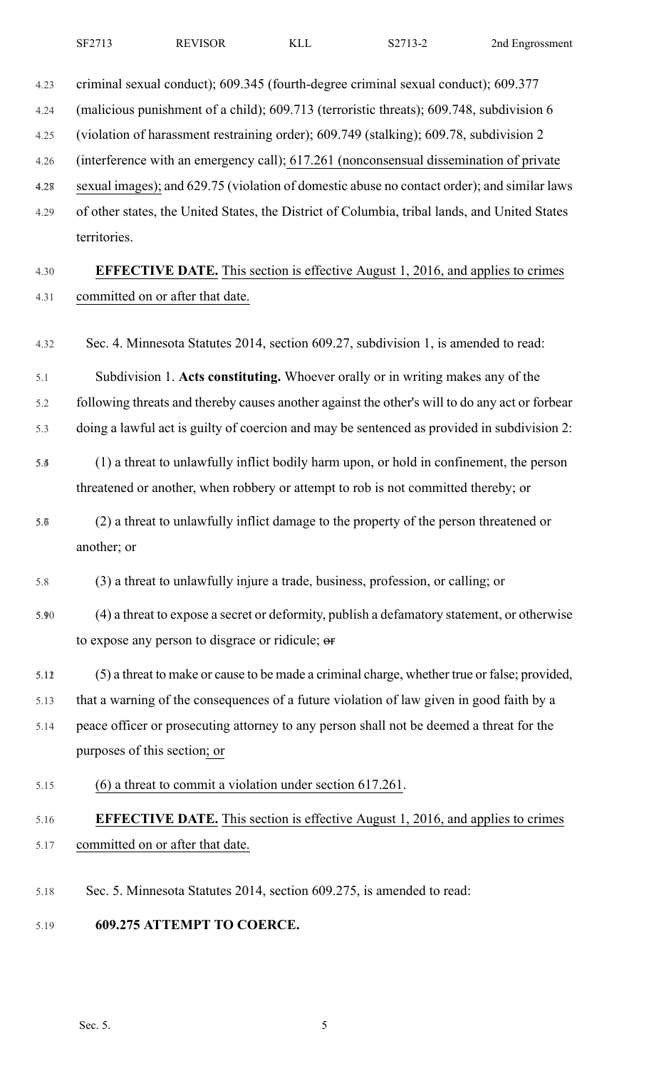criminal sexual conduct); 609.345 (fourth-degree criminal sexual conduct); 609.377 (malicious punishment of a child); 609.713 (terroristic threats); 609.748, subdivision 6 (violation of harassment restraining order); 609.749 (stalking); 609.78, subdivision 2 (interference with an emergency call); 617.261 (nonconsensual dissemination of private sexual images); and 629.75 (violation of domestic abuse no contact order); and similar laws of other states, the United States, the District of Columbia, tribal lands, and United States territories.

**EFFECTIVE DATE.** This section is effective August 1, 2016, and applies to crimes committed on or after that date.

Sec. 4. Minnesota Statutes 2014, section 609.27, subdivision 1, is amended to read:

Subdivision 1. **Acts constituting.** Whoever orally or in writing makes any of the following threats and thereby causes another against the other's will to do any act or forbear doing a lawful act is guilty of coercion and may be sentenced as provided in subdivision 2:

(1) a threat to unlawfully inflict bodily harm upon, or hold in confinement, the person threatened or another, when robbery or attempt to rob is not committed thereby; or

(2) a threat to unlawfully inflict damage to the property of the person threatened or another; or

(3) a threat to unlawfully injure a trade, business, profession, or calling; or

(4) a threat to expose a secret or deformity, publish a defamatory statement, or otherwise to expose any person to disgrace or ridicule; ~~or~~

(5) a threat to make or cause to be made a criminal charge, whether true or false; provided, that a warning of the consequences of a future violation of law given in good faith by a peace officer or prosecuting attorney to any person shall not be deemed a threat for the purposes of this section; or

(6) a threat to commit a violation under section 617.261.

**EFFECTIVE DATE.** This section is effective August 1, 2016, and applies to crimes committed on or after that date.

Sec. 5. Minnesota Statutes 2014, section 609.275, is amended to read:

**609.275 ATTEMPT TO COERCE.**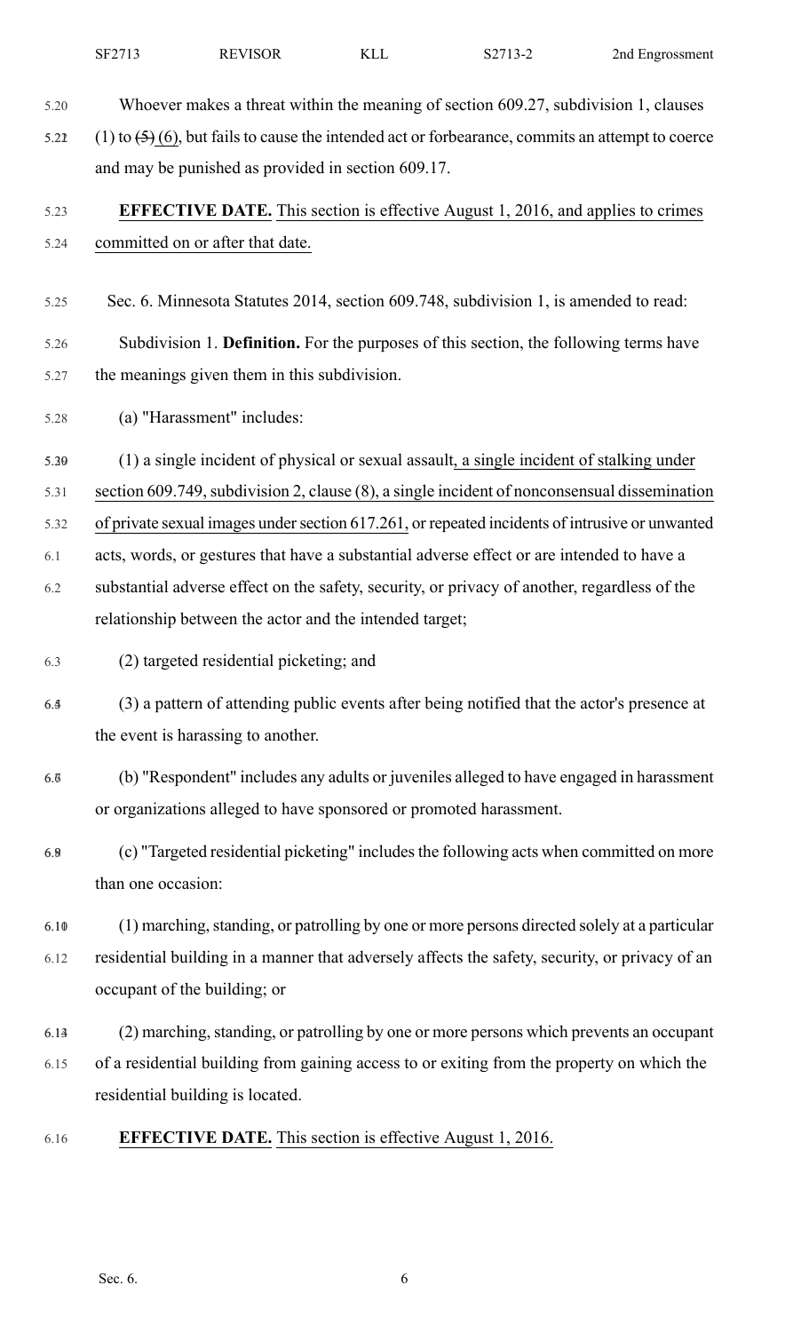Whoever makes a threat within the meaning of section 609.27, subdivision 1, clauses (1) to ~~(5)~~ (6), but fails to cause the intended act or forbearance, commits an attempt to coerce and may be punished as provided in section 609.17.

**EFFECTIVE DATE.** This section is effective August 1, 2016, and applies to crimes committed on or after that date.

Sec. 6. Minnesota Statutes 2014, section 609.748, subdivision 1, is amended to read:

Subdivision 1. **Definition.** For the purposes of this section, the following terms have the meanings given them in this subdivision.

(a) "Harassment" includes:

(1) a single incident of physical or sexual assault, a single incident of stalking under section 609.749, subdivision 2, clause (8), a single incident of nonconsensual dissemination of private sexual images under section 617.261, or repeated incidents of intrusive or unwanted acts, words, or gestures that have a substantial adverse effect or are intended to have a substantial adverse effect on the safety, security, or privacy of another, regardless of the relationship between the actor and the intended target;

(2) targeted residential picketing; and

(3) a pattern of attending public events after being notified that the actor's presence at the event is harassing to another.

(b) "Respondent" includes any adults or juveniles alleged to have engaged in harassment or organizations alleged to have sponsored or promoted harassment.

(c) "Targeted residential picketing" includes the following acts when committed on more than one occasion:

(1) marching, standing, or patrolling by one or more persons directed solely at a particular residential building in a manner that adversely affects the safety, security, or privacy of an occupant of the building; or

(2) marching, standing, or patrolling by one or more persons which prevents an occupant of a residential building from gaining access to or exiting from the property on which the residential building is located.

**EFFECTIVE DATE.** This section is effective August 1, 2016.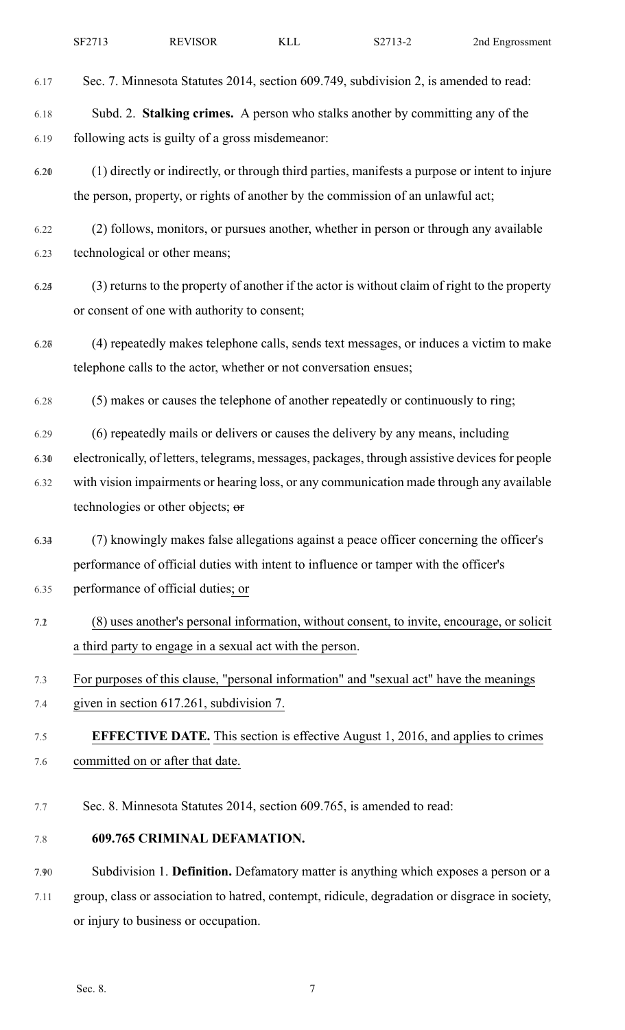Sec. 7. Minnesota Statutes 2014, section 609.749, subdivision 2, is amended to read:

Subd. 2. **Stalking crimes.** A person who stalks another by committing any of the following acts is guilty of a gross misdemeanor:

(1) directly or indirectly, or through third parties, manifests a purpose or intent to injure the person, property, or rights of another by the commission of an unlawful act;

(2) follows, monitors, or pursues another, whether in person or through any available technological or other means;

(3) returns to the property of another if the actor is without claim of right to the property or consent of one with authority to consent;

(4) repeatedly makes telephone calls, sends text messages, or induces a victim to make telephone calls to the actor, whether or not conversation ensues;

(5) makes or causes the telephone of another repeatedly or continuously to ring;

(6) repeatedly mails or delivers or causes the delivery by any means, including electronically, of letters, telegrams, messages, packages, through assistive devices for people with vision impairments or hearing loss, or any communication made through any available technologies or other objects; ~~or~~

(7) knowingly makes false allegations against a peace officer concerning the officer's performance of official duties with intent to influence or tamper with the officer's performance of official duties; or

(8) uses another's personal information, without consent, to invite, encourage, or solicit a third party to engage in a sexual act with the person.

For purposes of this clause, "personal information" and "sexual act" have the meanings given in section 617.261, subdivision 7.

**EFFECTIVE DATE.** This section is effective August 1, 2016, and applies to crimes committed on or after that date.

Sec. 8. Minnesota Statutes 2014, section 609.765, is amended to read:

**609.765 CRIMINAL DEFAMATION.**

Subdivision 1. **Definition.** Defamatory matter is anything which exposes a person or a group, class or association to hatred, contempt, ridicule, degradation or disgrace in society, or injury to business or occupation.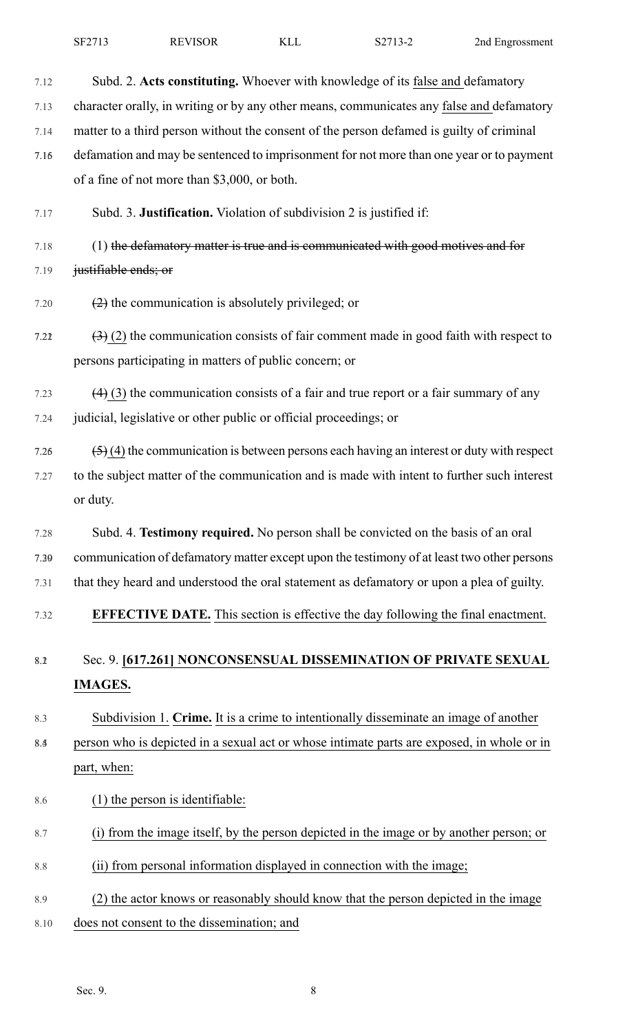Subd. 2. **Acts constituting.** Whoever with knowledge of its false and defamatory character orally, in writing or by any other means, communicates any false and defamatory matter to a third person without the consent of the person defamed is guilty of criminal defamation and may be sentenced to imprisonment for not more than one year or to payment of a fine of not more than $3,000, or both.

Subd. 3. **Justification.** Violation of subdivision 2 is justified if:

(1) ~~the defamatory matter is true and is communicated with good motives and for justifiable ends; or~~

~~(2)~~ the communication is absolutely privileged; or

~~(3)~~ (2) the communication consists of fair comment made in good faith with respect to persons participating in matters of public concern; or

~~(4)~~ (3) the communication consists of a fair and true report or a fair summary of any judicial, legislative or other public or official proceedings; or

~~(5)~~ (4) the communication is between persons each having an interest or duty with respect to the subject matter of the communication and is made with intent to further such interest or duty.

Subd. 4. **Testimony required.** No person shall be convicted on the basis of an oral communication of defamatory matter except upon the testimony of at least two other persons that they heard and understood the oral statement as defamatory or upon a plea of guilty.

**EFFECTIVE DATE.** This section is effective the day following the final enactment.

Sec. 9. **[617.261] NONCONSENSUAL DISSEMINATION OF PRIVATE SEXUAL IMAGES.**

Subdivision 1. **Crime.** It is a crime to intentionally disseminate an image of another person who is depicted in a sexual act or whose intimate parts are exposed, in whole or in part, when:

(1) the person is identifiable:

(i) from the image itself, by the person depicted in the image or by another person; or

(ii) from personal information displayed in connection with the image;

(2) the actor knows or reasonably should know that the person depicted in the image does not consent to the dissemination; and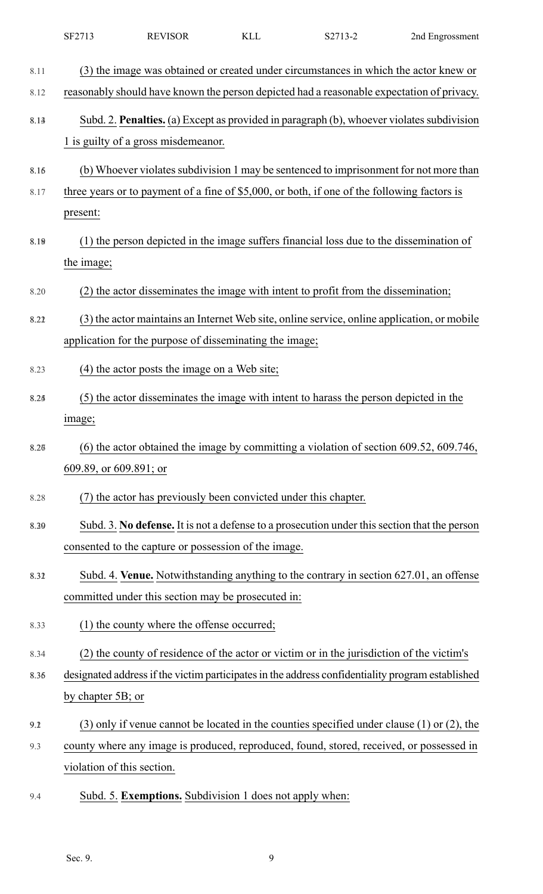(3) the image was obtained or created under circumstances in which the actor knew or reasonably should have known the person depicted had a reasonable expectation of privacy.

Subd. 2. **Penalties.** (a) Except as provided in paragraph (b), whoever violates subdivision 1 is guilty of a gross misdemeanor.

(b) Whoever violates subdivision 1 may be sentenced to imprisonment for not more than three years or to payment of a fine of $5,000, or both, if one of the following factors is present:

(1) the person depicted in the image suffers financial loss due to the dissemination of the image;

(2) the actor disseminates the image with intent to profit from the dissemination;

(3) the actor maintains an Internet Web site, online service, online application, or mobile application for the purpose of disseminating the image;

(4) the actor posts the image on a Web site;

(5) the actor disseminates the image with intent to harass the person depicted in the image;

(6) the actor obtained the image by committing a violation of section 609.52, 609.746, 609.89, or 609.891; or

(7) the actor has previously been convicted under this chapter.

Subd. 3. **No defense.** It is not a defense to a prosecution under this section that the person consented to the capture or possession of the image.

Subd. 4. **Venue.** Notwithstanding anything to the contrary in section 627.01, an offense committed under this section may be prosecuted in:

(1) the county where the offense occurred;

(2) the county of residence of the actor or victim or in the jurisdiction of the victim's designated address if the victim participates in the address confidentiality program established by chapter 5B; or

(3) only if venue cannot be located in the counties specified under clause (1) or (2), the county where any image is produced, reproduced, found, stored, received, or possessed in violation of this section.

Subd. 5. **Exemptions.** Subdivision 1 does not apply when: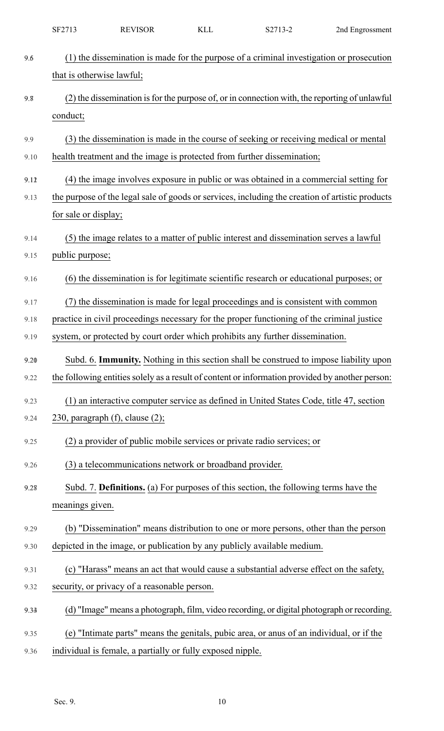(1) the dissemination is made for the purpose of a criminal investigation or prosecution that is otherwise lawful;

(2) the dissemination is for the purpose of, or in connection with, the reporting of unlawful conduct;

(3) the dissemination is made in the course of seeking or receiving medical or mental health treatment and the image is protected from further dissemination;

(4) the image involves exposure in public or was obtained in a commercial setting for the purpose of the legal sale of goods or services, including the creation of artistic products for sale or display;

(5) the image relates to a matter of public interest and dissemination serves a lawful public purpose;

(6) the dissemination is for legitimate scientific research or educational purposes; or

(7) the dissemination is made for legal proceedings and is consistent with common practice in civil proceedings necessary for the proper functioning of the criminal justice system, or protected by court order which prohibits any further dissemination.

Subd. 6. **Immunity.** Nothing in this section shall be construed to impose liability upon the following entities solely as a result of content or information provided by another person:

(1) an interactive computer service as defined in United States Code, title 47, section 230, paragraph (f), clause (2);

(2) a provider of public mobile services or private radio services; or

(3) a telecommunications network or broadband provider.

Subd. 7. **Definitions.** (a) For purposes of this section, the following terms have the meanings given.

(b) "Dissemination" means distribution to one or more persons, other than the person depicted in the image, or publication by any publicly available medium.

(c) "Harass" means an act that would cause a substantial adverse effect on the safety, security, or privacy of a reasonable person.

(d) "Image" means a photograph, film, video recording, or digital photograph or recording.

(e) "Intimate parts" means the genitals, pubic area, or anus of an individual, or if the individual is female, a partially or fully exposed nipple.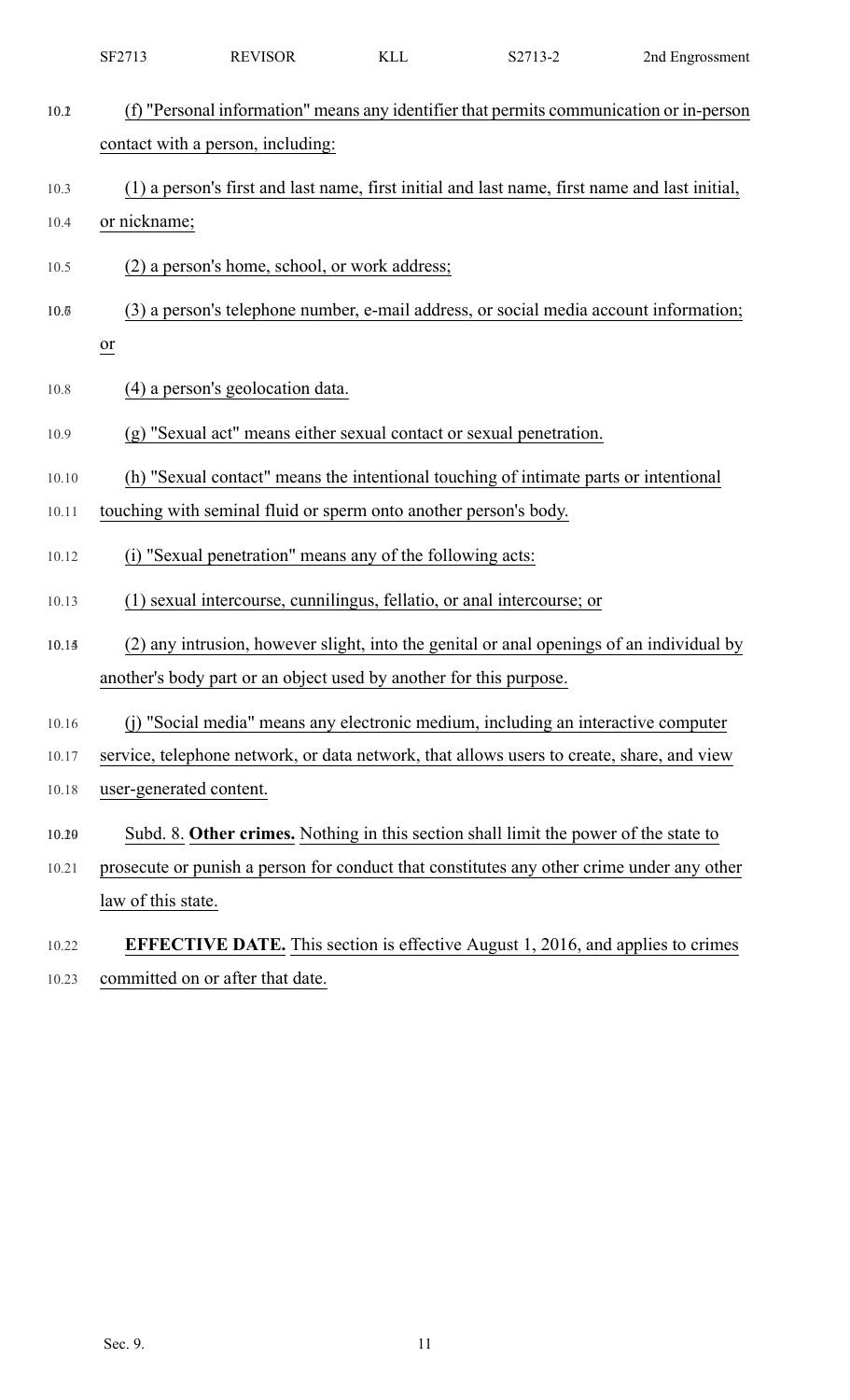(f) "Personal information" means any identifier that permits communication or in-person contact with a person, including:

(1) a person's first and last name, first initial and last name, first name and last initial, or nickname;

(2) a person's home, school, or work address;

(3) a person's telephone number, e-mail address, or social media account information; or

(4) a person's geolocation data.

(g) "Sexual act" means either sexual contact or sexual penetration.

(h) "Sexual contact" means the intentional touching of intimate parts or intentional touching with seminal fluid or sperm onto another person's body.

(i) "Sexual penetration" means any of the following acts:

(1) sexual intercourse, cunnilingus, fellatio, or anal intercourse; or

(2) any intrusion, however slight, into the genital or anal openings of an individual by another's body part or an object used by another for this purpose.

(j) "Social media" means any electronic medium, including an interactive computer service, telephone network, or data network, that allows users to create, share, and view user-generated content.

Subd. 8. **Other crimes.** Nothing in this section shall limit the power of the state to prosecute or punish a person for conduct that constitutes any other crime under any other law of this state.

**EFFECTIVE DATE.** This section is effective August 1, 2016, and applies to crimes committed on or after that date.